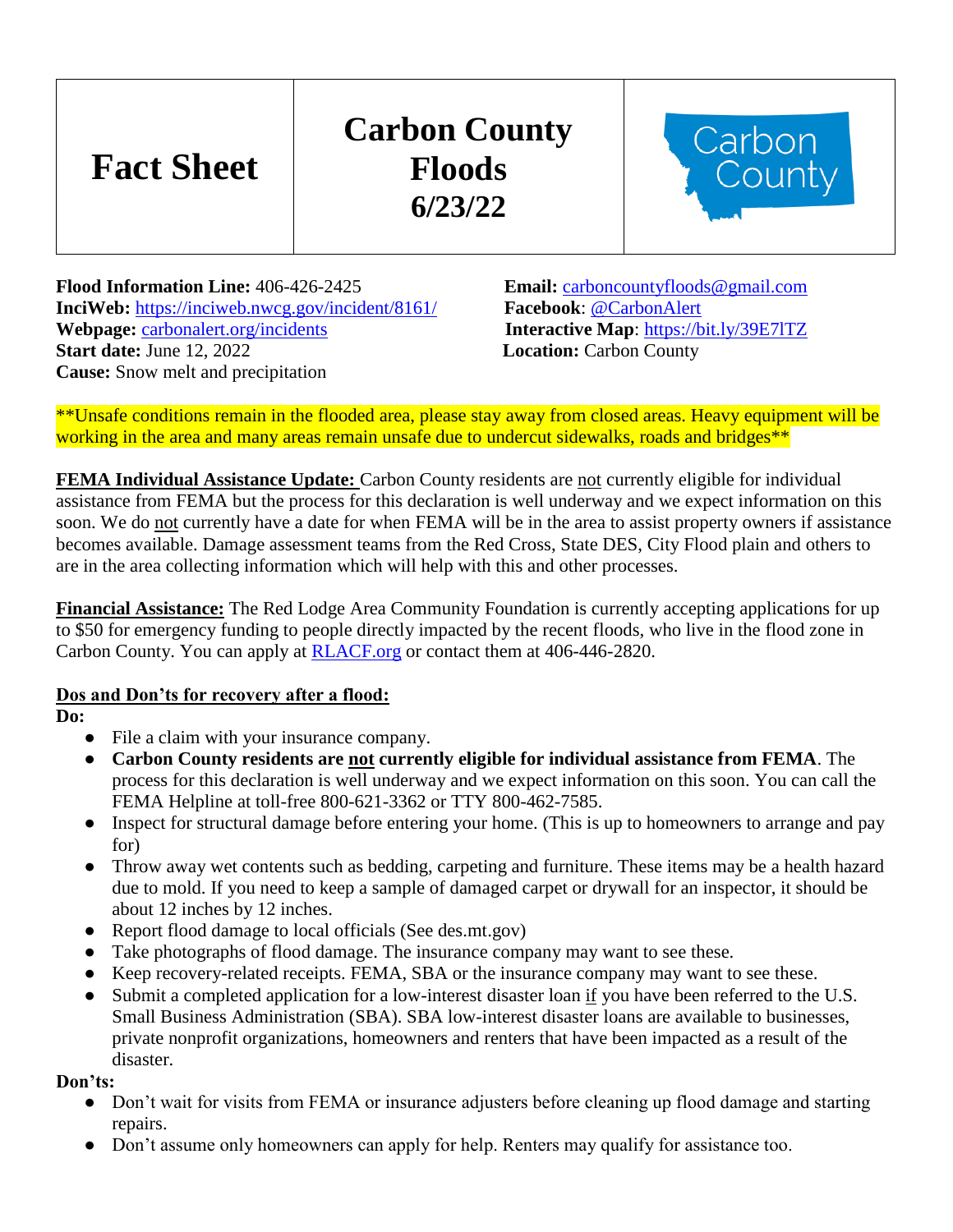| Fact Sheet | Carbon County Floods 6/23/22 | Carbon County |
|---|---|---|

**Flood Information Line:** 406-426-2425
**InciWeb:** https://inciweb.nwcg.gov/incident/8161/
**Webpage:** carbonalert.org/incidents
**Start date:** June 12, 2022
**Cause:** Snow melt and precipitation

**Email:** carboncountyfloods@gmail.com
**Facebook**: @CarbonAlert
**Interactive Map**: https://bit.ly/39E7lTZ
**Location:** Carbon County

**Unsafe conditions remain in the flooded area, please stay away from closed areas. Heavy equipment will be working in the area and many areas remain unsafe due to undercut sidewalks, roads and bridges**

**FEMA Individual Assistance Update:** Carbon County residents are not currently eligible for individual assistance from FEMA but the process for this declaration is well underway and we expect information on this soon. We do not currently have a date for when FEMA will be in the area to assist property owners if assistance becomes available. Damage assessment teams from the Red Cross, State DES, City Flood plain and others to are in the area collecting information which will help with this and other processes.

**Financial Assistance:** The Red Lodge Area Community Foundation is currently accepting applications for up to $50 for emergency funding to people directly impacted by the recent floods, who live in the flood zone in Carbon County. You can apply at RLACF.org or contact them at 406-446-2820.

**Dos and Don'ts for recovery after a flood:**

**Do:**

- File a claim with your insurance company.
- **Carbon County residents are not currently eligible for individual assistance from FEMA**. The process for this declaration is well underway and we expect information on this soon. You can call the FEMA Helpline at toll-free 800-621-3362 or TTY 800-462-7585.
- Inspect for structural damage before entering your home. (This is up to homeowners to arrange and pay for)
- Throw away wet contents such as bedding, carpeting and furniture. These items may be a health hazard due to mold. If you need to keep a sample of damaged carpet or drywall for an inspector, it should be about 12 inches by 12 inches.
- Report flood damage to local officials (See des.mt.gov)
- Take photographs of flood damage. The insurance company may want to see these.
- Keep recovery-related receipts. FEMA, SBA or the insurance company may want to see these.
- Submit a completed application for a low-interest disaster loan if you have been referred to the U.S. Small Business Administration (SBA). SBA low-interest disaster loans are available to businesses, private nonprofit organizations, homeowners and renters that have been impacted as a result of the disaster.

**Don'ts:**

- Don't wait for visits from FEMA or insurance adjusters before cleaning up flood damage and starting repairs.
- Don't assume only homeowners can apply for help. Renters may qualify for assistance too.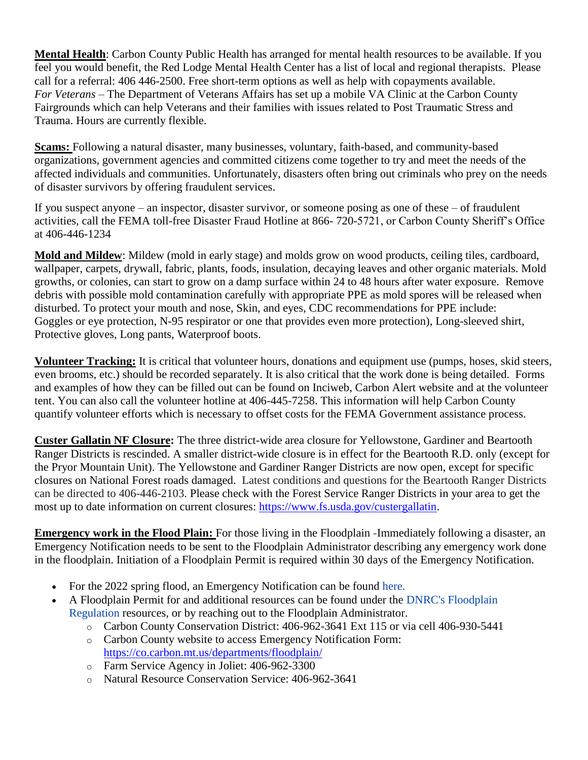**Mental Health**: Carbon County Public Health has arranged for mental health resources to be available. If you feel you would benefit, the Red Lodge Mental Health Center has a list of local and regional therapists. Please call for a referral: 406 446-2500. Free short-term options as well as help with copayments available.
*For Veterans* – The Department of Veterans Affairs has set up a mobile VA Clinic at the Carbon County Fairgrounds which can help Veterans and their families with issues related to Post Traumatic Stress and Trauma. Hours are currently flexible.

**Scams:** Following a natural disaster, many businesses, voluntary, faith-based, and community-based organizations, government agencies and committed citizens come together to try and meet the needs of the affected individuals and communities. Unfortunately, disasters often bring out criminals who prey on the needs of disaster survivors by offering fraudulent services.

If you suspect anyone – an inspector, disaster survivor, or someone posing as one of these – of fraudulent activities, call the FEMA toll-free Disaster Fraud Hotline at 866- 720-5721, or Carbon County Sheriff's Office at 406-446-1234

**Mold and Mildew**: Mildew (mold in early stage) and molds grow on wood products, ceiling tiles, cardboard, wallpaper, carpets, drywall, fabric, plants, foods, insulation, decaying leaves and other organic materials. Mold growths, or colonies, can start to grow on a damp surface within 24 to 48 hours after water exposure. Remove debris with possible mold contamination carefully with appropriate PPE as mold spores will be released when disturbed. To protect your mouth and nose, Skin, and eyes, CDC recommendations for PPE include: Goggles or eye protection, N-95 respirator or one that provides even more protection), Long-sleeved shirt, Protective gloves, Long pants, Waterproof boots.

**Volunteer Tracking:** It is critical that volunteer hours, donations and equipment use (pumps, hoses, skid steers, even brooms, etc.) should be recorded separately. It is also critical that the work done is being detailed. Forms and examples of how they can be filled out can be found on Inciweb, Carbon Alert website and at the volunteer tent. You can also call the volunteer hotline at 406-445-7258. This information will help Carbon County quantify volunteer efforts which is necessary to offset costs for the FEMA Government assistance process.

**Custer Gallatin NF Closure:** The three district-wide area closure for Yellowstone, Gardiner and Beartooth Ranger Districts is rescinded. A smaller district-wide closure is in effect for the Beartooth R.D. only (except for the Pryor Mountain Unit). The Yellowstone and Gardiner Ranger Districts are now open, except for specific closures on National Forest roads damaged. Latest conditions and questions for the Beartooth Ranger Districts can be directed to 406-446-2103. Please check with the Forest Service Ranger Districts in your area to get the most up to date information on current closures: https://www.fs.usda.gov/custergallatin.

**Emergency work in the Flood Plain:** For those living in the Floodplain -Immediately following a disaster, an Emergency Notification needs to be sent to the Floodplain Administrator describing any emergency work done in the floodplain. Initiation of a Floodplain Permit is required within 30 days of the Emergency Notification.

- For the 2022 spring flood, an Emergency Notification can be found here.
- A Floodplain Permit for and additional resources can be found under the DNRC's Floodplain Regulation resources, or by reaching out to the Floodplain Administrator.
  - Carbon County Conservation District: 406-962-3641 Ext 115 or via cell 406-930-5441
  - Carbon County website to access Emergency Notification Form: https://co.carbon.mt.us/departments/floodplain/
  - Farm Service Agency in Joliet: 406-962-3300
  - Natural Resource Conservation Service: 406-962-3641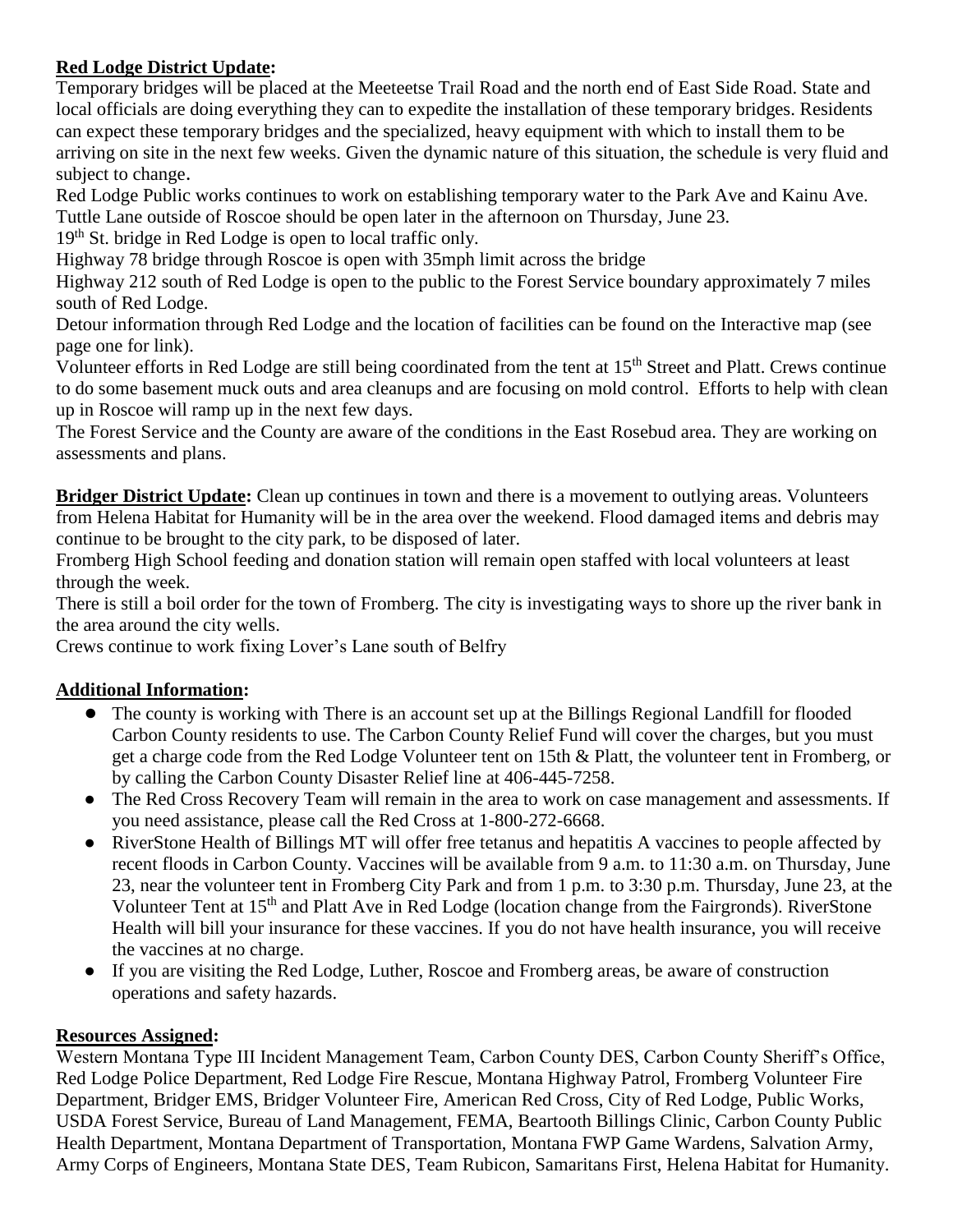**Red Lodge District Update:**

Temporary bridges will be placed at the Meeteetse Trail Road and the north end of East Side Road. State and local officials are doing everything they can to expedite the installation of these temporary bridges. Residents can expect these temporary bridges and the specialized, heavy equipment with which to install them to be arriving on site in the next few weeks. Given the dynamic nature of this situation, the schedule is very fluid and subject to change.

Red Lodge Public works continues to work on establishing temporary water to the Park Ave and Kainu Ave.

Tuttle Lane outside of Roscoe should be open later in the afternoon on Thursday, June 23.

19th St. bridge in Red Lodge is open to local traffic only.

Highway 78 bridge through Roscoe is open with 35mph limit across the bridge

Highway 212 south of Red Lodge is open to the public to the Forest Service boundary approximately 7 miles south of Red Lodge.

Detour information through Red Lodge and the location of facilities can be found on the Interactive map (see page one for link).

Volunteer efforts in Red Lodge are still being coordinated from the tent at 15th Street and Platt. Crews continue to do some basement muck outs and area cleanups and are focusing on mold control. Efforts to help with clean up in Roscoe will ramp up in the next few days.

The Forest Service and the County are aware of the conditions in the East Rosebud area. They are working on assessments and plans.

**Bridger District Update:** Clean up continues in town and there is a movement to outlying areas. Volunteers from Helena Habitat for Humanity will be in the area over the weekend. Flood damaged items and debris may continue to be brought to the city park, to be disposed of later.

Fromberg High School feeding and donation station will remain open staffed with local volunteers at least through the week.

There is still a boil order for the town of Fromberg. The city is investigating ways to shore up the river bank in the area around the city wells.

Crews continue to work fixing Lover's Lane south of Belfry

**Additional Information:**

- The county is working with There is an account set up at the Billings Regional Landfill for flooded Carbon County residents to use. The Carbon County Relief Fund will cover the charges, but you must get a charge code from the Red Lodge Volunteer tent on 15th & Platt, the volunteer tent in Fromberg, or by calling the Carbon County Disaster Relief line at 406-445-7258.
- The Red Cross Recovery Team will remain in the area to work on case management and assessments. If you need assistance, please call the Red Cross at 1-800-272-6668.
- RiverStone Health of Billings MT will offer free tetanus and hepatitis A vaccines to people affected by recent floods in Carbon County. Vaccines will be available from 9 a.m. to 11:30 a.m. on Thursday, June 23, near the volunteer tent in Fromberg City Park and from 1 p.m. to 3:30 p.m. Thursday, June 23, at the Volunteer Tent at 15th and Platt Ave in Red Lodge (location change from the Fairgronds). RiverStone Health will bill your insurance for these vaccines. If you do not have health insurance, you will receive the vaccines at no charge.
- If you are visiting the Red Lodge, Luther, Roscoe and Fromberg areas, be aware of construction operations and safety hazards.

**Resources Assigned:**

Western Montana Type III Incident Management Team, Carbon County DES, Carbon County Sheriff's Office, Red Lodge Police Department, Red Lodge Fire Rescue, Montana Highway Patrol, Fromberg Volunteer Fire Department, Bridger EMS, Bridger Volunteer Fire, American Red Cross, City of Red Lodge, Public Works, USDA Forest Service, Bureau of Land Management, FEMA, Beartooth Billings Clinic, Carbon County Public Health Department, Montana Department of Transportation, Montana FWP Game Wardens, Salvation Army, Army Corps of Engineers, Montana State DES, Team Rubicon, Samaritans First, Helena Habitat for Humanity.